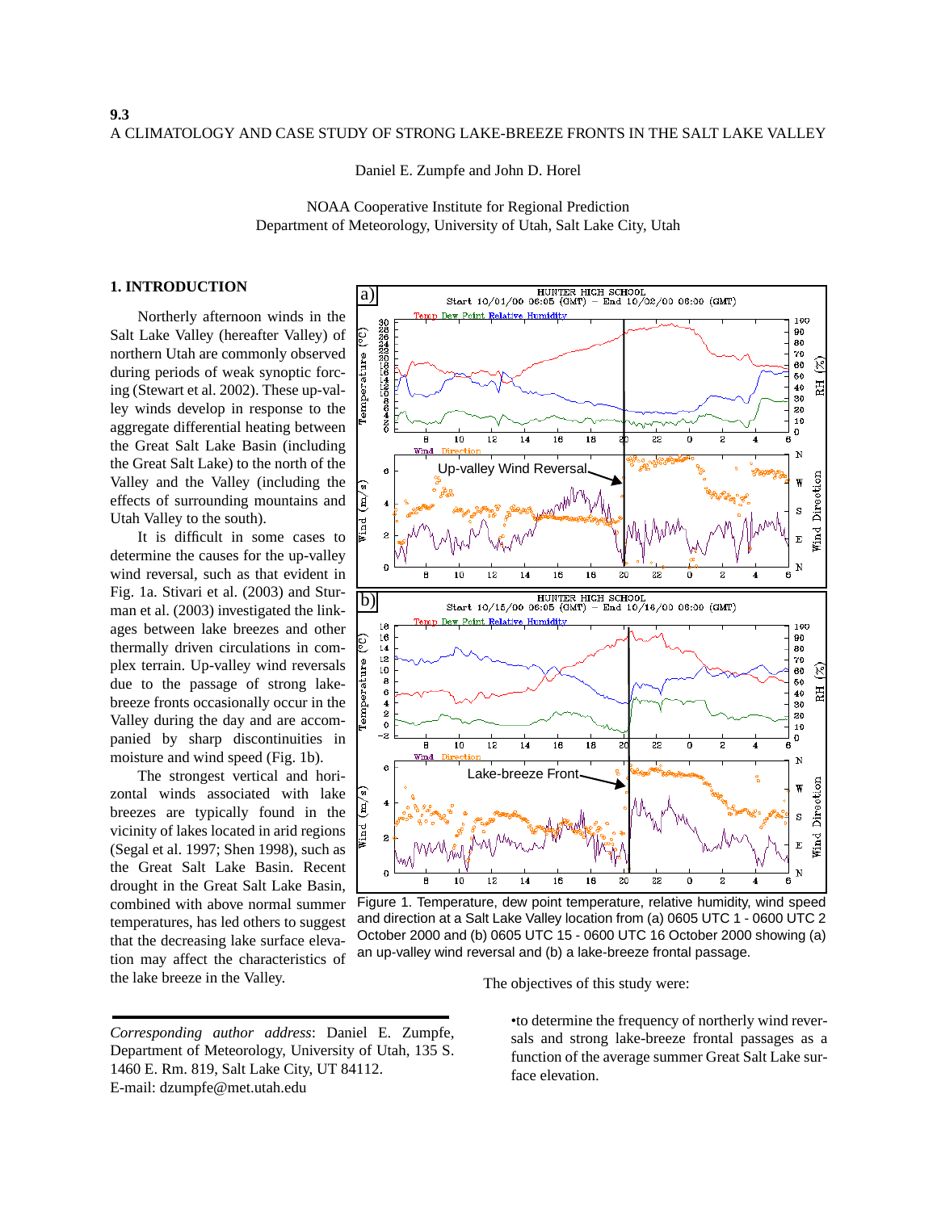9.3

# A CLIMATOLOGY AND CASE STUDY OF STRONG LAKE-BREEZE FRONTS IN THE SALT LAKE VALLEY

Daniel E. Zumpfe and John D. Horel

NOAA Cooperative Institute for Regional Prediction
Department of Meteorology, University of Utah, Salt Lake City, Utah

## 1. INTRODUCTION

Northerly afternoon winds in the Salt Lake Valley (hereafter Valley) of northern Utah are commonly observed during periods of weak synoptic forcing (Stewart et al. 2002). These up-valley winds develop in response to the aggregate differential heating between the Great Salt Lake Basin (including the Great Salt Lake) to the north of the Valley and the Valley (including the effects of surrounding mountains and Utah Valley to the south).

It is difficult in some cases to determine the causes for the up-valley wind reversal, such as that evident in Fig. 1a. Stivari et al. (2003) and Sturman et al. (2003) investigated the linkages between lake breezes and other thermally driven circulations in complex terrain. Up-valley wind reversals due to the passage of strong lake-breeze fronts occasionally occur in the Valley during the day and are accompanied by sharp discontinuities in moisture and wind speed (Fig. 1b).

The strongest vertical and horizontal winds associated with lake breezes are typically found in the vicinity of lakes located in arid regions (Segal et al. 1997; Shen 1998), such as the Great Salt Lake Basin. Recent drought in the Great Salt Lake Basin, combined with above normal summer temperatures, has led others to suggest that the decreasing lake surface elevation may affect the characteristics of the lake breeze in the Valley.

Figure 1. Temperature, dew point temperature, relative humidity, wind speed and direction at a Salt Lake Valley location from (a) 0605 UTC 1 - 0600 UTC 2 October 2000 and (b) 0605 UTC 15 - 0600 UTC 16 October 2000 showing (a) an up-valley wind reversal and (b) a lake-breeze frontal passage.

The objectives of this study were:

- to determine the frequency of northerly wind reversals and strong lake-breeze frontal passages as a function of the average summer Great Salt Lake surface elevation.

---

*Corresponding author address*: Daniel E. Zumpfe, Department of Meteorology, University of Utah, 135 S. 1460 E. Rm. 819, Salt Lake City, UT 84112.
E-mail: dzumpfe@met.utah.edu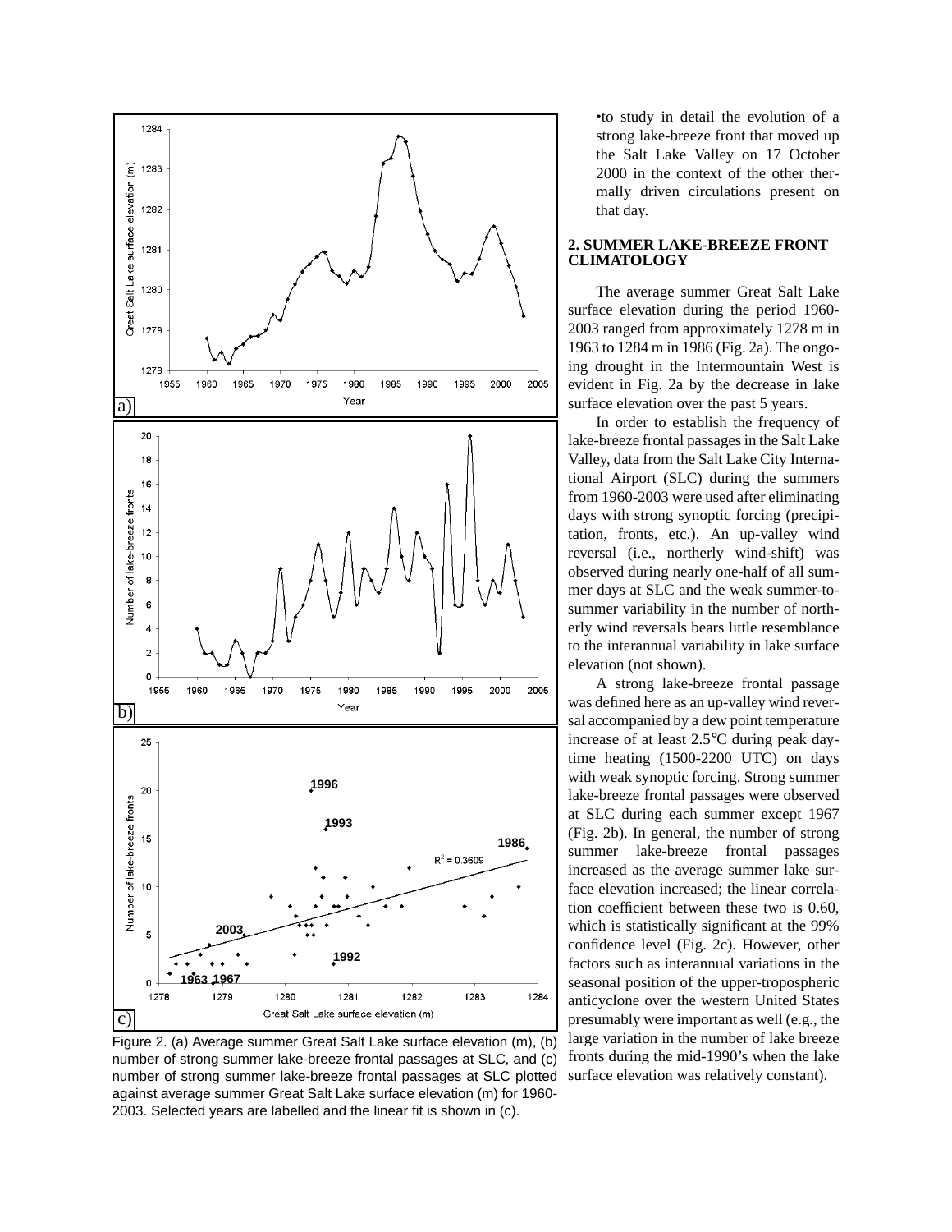Figure 2. (a) Average summer Great Salt Lake surface elevation (m), (b) number of strong summer lake-breeze frontal passages at SLC, and (c) number of strong summer lake-breeze frontal passages at SLC plotted against average summer Great Salt Lake surface elevation (m) for 1960-2003. Selected years are labelled and the linear fit is shown in (c).

•to study in detail the evolution of a strong lake-breeze front that moved up the Salt Lake Valley on 17 October 2000 in the context of the other thermally driven circulations present on that day.

## 2. SUMMER LAKE-BREEZE FRONT CLIMATOLOGY

The average summer Great Salt Lake surface elevation during the period 1960-2003 ranged from approximately 1278 m in 1963 to 1284 m in 1986 (Fig. 2a). The ongoing drought in the Intermountain West is evident in Fig. 2a by the decrease in lake surface elevation over the past 5 years.

In order to establish the frequency of lake-breeze frontal passages in the Salt Lake Valley, data from the Salt Lake City International Airport (SLC) during the summers from 1960-2003 were used after eliminating days with strong synoptic forcing (precipitation, fronts, etc.). An up-valley wind reversal (i.e., northerly wind-shift) was observed during nearly one-half of all summer days at SLC and the weak summer-to-summer variability in the number of northerly wind reversals bears little resemblance to the interannual variability in lake surface elevation (not shown).

A strong lake-breeze frontal passage was defined here as an up-valley wind reversal accompanied by a dew point temperature increase of at least 2.5°C during peak daytime heating (1500-2200 UTC) on days with weak synoptic forcing. Strong summer lake-breeze frontal passages were observed at SLC during each summer except 1967 (Fig. 2b). In general, the number of strong summer lake-breeze frontal passages increased as the average summer lake surface elevation increased; the linear correlation coefficient between these two is 0.60, which is statistically significant at the 99% confidence level (Fig. 2c). However, other factors such as interannual variations in the seasonal position of the upper-tropospheric anticyclone over the western United States presumably were important as well (e.g., the large variation in the number of lake breeze fronts during the mid-1990's when the lake surface elevation was relatively constant).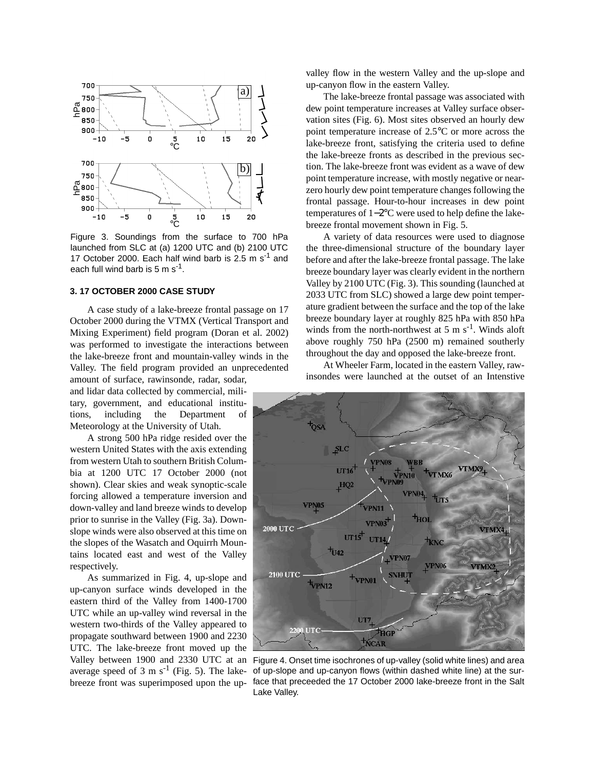Figure 3. Soundings from the surface to 700 hPa launched from SLC at (a) 1200 UTC and (b) 2100 UTC 17 October 2000. Each half wind barb is 2.5 m s$^{-1}$ and each full wind barb is 5 m s$^{-1}$.

### 3. 17 OCTOBER 2000 CASE STUDY

A case study of a lake-breeze frontal passage on 17 October 2000 during the VTMX (Vertical Transport and Mixing Experiment) field program (Doran et al. 2002) was performed to investigate the interactions between the lake-breeze front and mountain-valley winds in the Valley. The field program provided an unprecedented amount of surface, rawinsonde, radar, sodar, and lidar data collected by commercial, military, government, and educational institutions, including the Department of Meteorology at the University of Utah.

A strong 500 hPa ridge resided over the western United States with the axis extending from western Utah to southern British Columbia at 1200 UTC 17 October 2000 (not shown). Clear skies and weak synoptic-scale forcing allowed a temperature inversion and down-valley and land breeze winds to develop prior to sunrise in the Valley (Fig. 3a). Downslope winds were also observed at this time on the slopes of the Wasatch and Oquirrh Mountains located east and west of the Valley respectively.

As summarized in Fig. 4, up-slope and up-canyon surface winds developed in the eastern third of the Valley from 1400-1700 UTC while an up-valley wind reversal in the western two-thirds of the Valley appeared to propagate southward between 1900 and 2230 UTC. The lake-breeze front moved up the Valley between 1900 and 2330 UTC at an average speed of 3 m s$^{-1}$ (Fig. 5). The lake-breeze front was superimposed upon the up-valley flow in the western Valley and the up-slope and up-canyon flow in the eastern Valley.

The lake-breeze frontal passage was associated with dew point temperature increases at Valley surface observation sites (Fig. 6). Most sites observed an hourly dew point temperature increase of 2.5°C or more across the lake-breeze front, satisfying the criteria used to define the lake-breeze fronts as described in the previous section. The lake-breeze front was evident as a wave of dew point temperature increase, with mostly negative or near-zero hourly dew point temperature changes following the frontal passage. Hour-to-hour increases in dew point temperatures of 1–2°C were used to help define the lake-breeze frontal movement shown in Fig. 5.

A variety of data resources were used to diagnose the three-dimensional structure of the boundary layer before and after the lake-breeze frontal passage. The lake breeze boundary layer was clearly evident in the northern Valley by 2100 UTC (Fig. 3). This sounding (launched at 2033 UTC from SLC) showed a large dew point temperature gradient between the surface and the top of the lake breeze boundary layer at roughly 825 hPa with 850 hPa winds from the north-northwest at 5 m s$^{-1}$. Winds aloft above roughly 750 hPa (2500 m) remained southerly throughout the day and opposed the lake-breeze front.

At Wheeler Farm, located in the eastern Valley, rawinsondes were launched at the outset of an Intensive

Figure 4. Onset time isochrones of up-valley (solid white lines) and area of up-slope and up-canyon flows (within dashed white line) at the surface that preceeded the 17 October 2000 lake-breeze front in the Salt Lake Valley.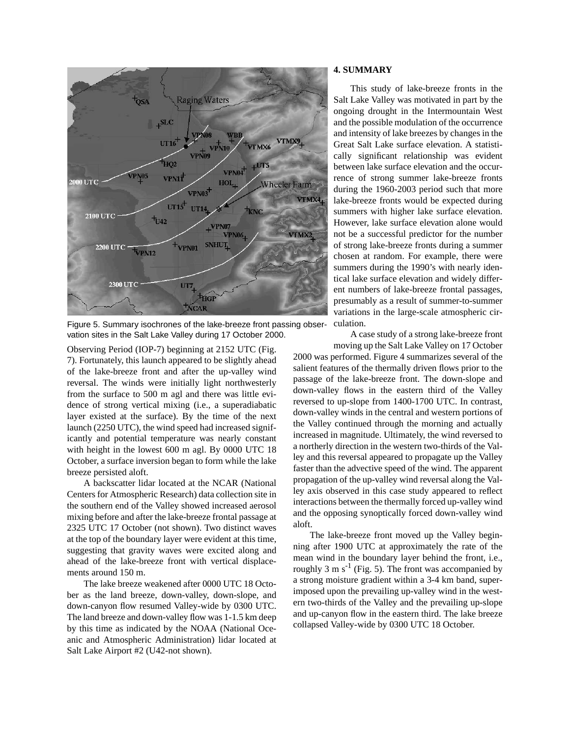Figure 5. Summary isochrones of the lake-breeze front passing observation sites in the Salt Lake Valley during 17 October 2000.

Observing Period (IOP-7) beginning at 2152 UTC (Fig. 7). Fortunately, this launch appeared to be slightly ahead of the lake-breeze front and after the up-valley wind reversal. The winds were initially light northwesterly from the surface to 500 m agl and there was little evidence of strong vertical mixing (i.e., a superadiabatic layer existed at the surface). By the time of the next launch (2250 UTC), the wind speed had increased significantly and potential temperature was nearly constant with height in the lowest 600 m agl. By 0000 UTC 18 October, a surface inversion began to form while the lake breeze persisted aloft.

A backscatter lidar located at the NCAR (National Centers for Atmospheric Research) data collection site in the southern end of the Valley showed increased aerosol mixing before and after the lake-breeze frontal passage at 2325 UTC 17 October (not shown). Two distinct waves at the top of the boundary layer were evident at this time, suggesting that gravity waves were excited along and ahead of the lake-breeze front with vertical displacements around 150 m.

The lake breeze weakened after 0000 UTC 18 October as the land breeze, down-valley, down-slope, and down-canyon flow resumed Valley-wide by 0300 UTC. The land breeze and down-valley flow was 1-1.5 km deep by this time as indicated by the NOAA (National Oceanic and Atmospheric Administration) lidar located at Salt Lake Airport #2 (U42-not shown).

## 4. SUMMARY

This study of lake-breeze fronts in the Salt Lake Valley was motivated in part by the ongoing drought in the Intermountain West and the possible modulation of the occurrence and intensity of lake breezes by changes in the Great Salt Lake surface elevation. A statistically significant relationship was evident between lake surface elevation and the occurrence of strong summer lake-breeze fronts during the 1960-2003 period such that more lake-breeze fronts would be expected during summers with higher lake surface elevation. However, lake surface elevation alone would not be a successful predictor for the number of strong lake-breeze fronts during a summer chosen at random. For example, there were summers during the 1990's with nearly identical lake surface elevation and widely different numbers of lake-breeze frontal passages, presumably as a result of summer-to-summer variations in the large-scale atmospheric circulation.

A case study of a strong lake-breeze front moving up the Salt Lake Valley on 17 October 2000 was performed. Figure 4 summarizes several of the salient features of the thermally driven flows prior to the passage of the lake-breeze front. The down-slope and down-valley flows in the eastern third of the Valley reversed to up-slope from 1400-1700 UTC. In contrast, down-valley winds in the central and western portions of the Valley continued through the morning and actually increased in magnitude. Ultimately, the wind reversed to a northerly direction in the western two-thirds of the Valley and this reversal appeared to propagate up the Valley faster than the advective speed of the wind. The apparent propagation of the up-valley wind reversal along the Valley axis observed in this case study appeared to reflect interactions between the thermally forced up-valley wind and the opposing synoptically forced down-valley wind aloft.

The lake-breeze front moved up the Valley beginning after 1900 UTC at approximately the rate of the mean wind in the boundary layer behind the front, i.e., roughly 3 m s$^{-1}$ (Fig. 5). The front was accompanied by a strong moisture gradient within a 3-4 km band, superimposed upon the prevailing up-valley wind in the western two-thirds of the Valley and the prevailing up-slope and up-canyon flow in the eastern third. The lake breeze collapsed Valley-wide by 0300 UTC 18 October.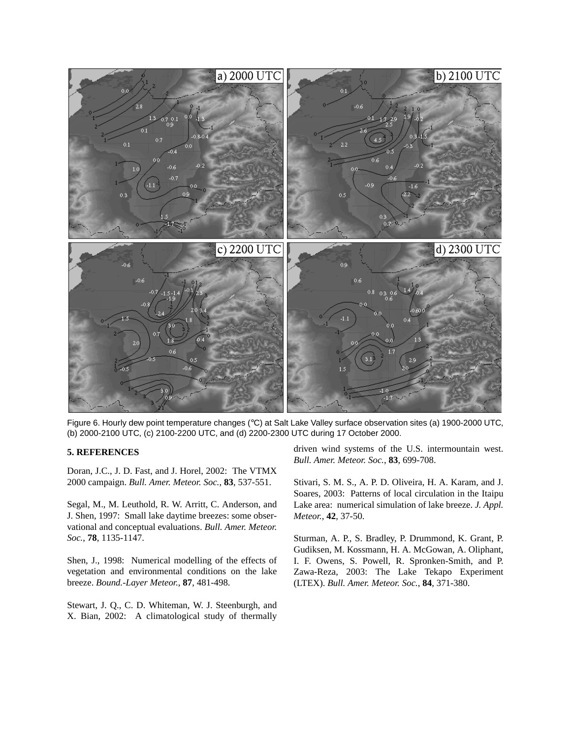Figure 6. Hourly dew point temperature changes (°C) at Salt Lake Valley surface observation sites (a) 1900-2000 UTC, (b) 2000-2100 UTC, (c) 2100-2200 UTC, and (d) 2200-2300 UTC during 17 October 2000.

## 5. REFERENCES

Doran, J.C., J. D. Fast, and J. Horel, 2002: The VTMX 2000 campaign. *Bull. Amer. Meteor. Soc.*, **83**, 537-551.

Segal, M., M. Leuthold, R. W. Arritt, C. Anderson, and J. Shen, 1997: Small lake daytime breezes: some observational and conceptual evaluations. *Bull. Amer. Meteor. Soc.*, **78**, 1135-1147.

Shen, J., 1998: Numerical modelling of the effects of vegetation and environmental conditions on the lake breeze. *Bound.-Layer Meteor.*, **87**, 481-498.

Stewart, J. Q., C. D. Whiteman, W. J. Steenburgh, and X. Bian, 2002: A climatological study of thermally driven wind systems of the U.S. intermountain west. *Bull. Amer. Meteor. Soc.*, **83**, 699-708.

Stivari, S. M. S., A. P. D. Oliveira, H. A. Karam, and J. Soares, 2003: Patterns of local circulation in the Itaipu Lake area: numerical simulation of lake breeze. *J. Appl. Meteor.*, **42**, 37-50.

Sturman, A. P., S. Bradley, P. Drummond, K. Grant, P. Gudiksen, M. Kossmann, H. A. McGowan, A. Oliphant, I. F. Owens, S. Powell, R. Spronken-Smith, and P. Zawa-Reza, 2003: The Lake Tekapo Experiment (LTEX). *Bull. Amer. Meteor. Soc.*, **84**, 371-380.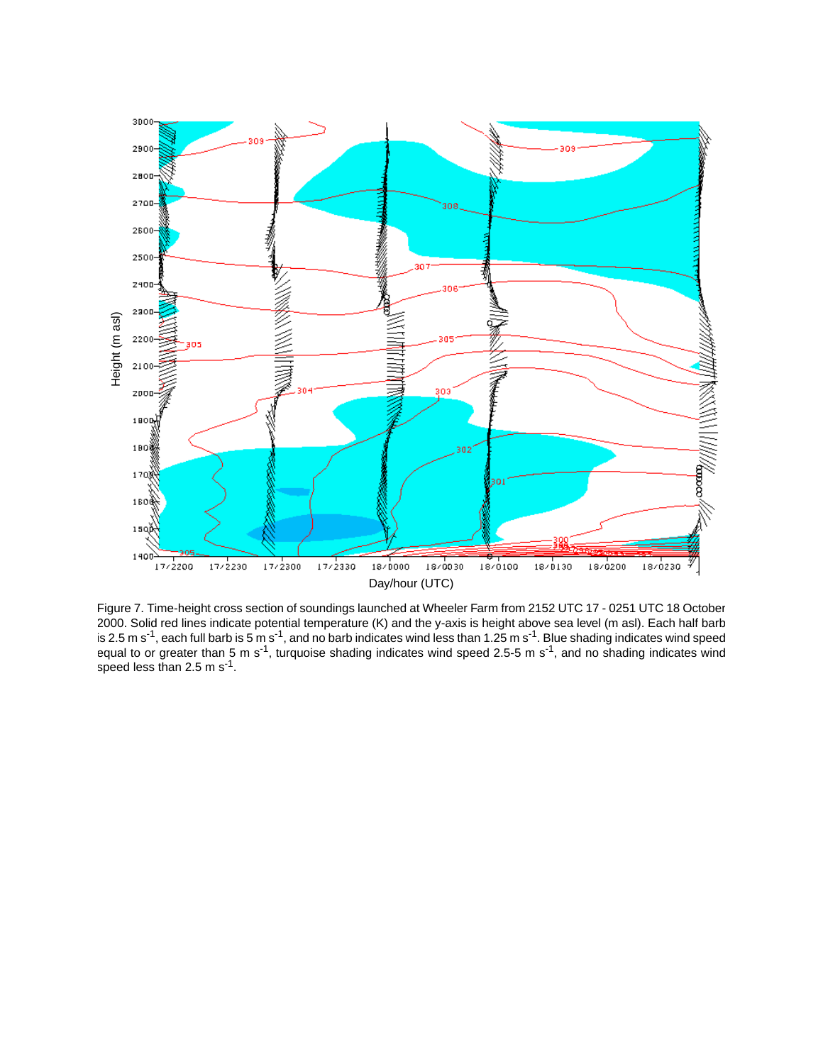Height (m asl)

3000
2900
2800
2700
2600
2500
2400
2300
2200
2100
2000
1900
1800
1700
1600
1500
1400

309
309
308
307
306
305
305
304
303
302
301
300
305

17/2200 17/2230 17/2300 17/2330 18/0000 18/0030 18/0100 18/0130 18/0200 18/0230

Day/hour (UTC)

Figure 7. Time-height cross section of soundings launched at Wheeler Farm from 2152 UTC 17 - 0251 UTC 18 October 2000. Solid red lines indicate potential temperature (K) and the y-axis is height above sea level (m asl). Each half barb is 2.5 m $s^{-1}$, each full barb is 5 m $s^{-1}$, and no barb indicates wind less than 1.25 m $s^{-1}$. Blue shading indicates wind speed equal to or greater than 5 m $s^{-1}$, turquoise shading indicates wind speed 2.5-5 m $s^{-1}$, and no shading indicates wind speed less than 2.5 m $s^{-1}$.